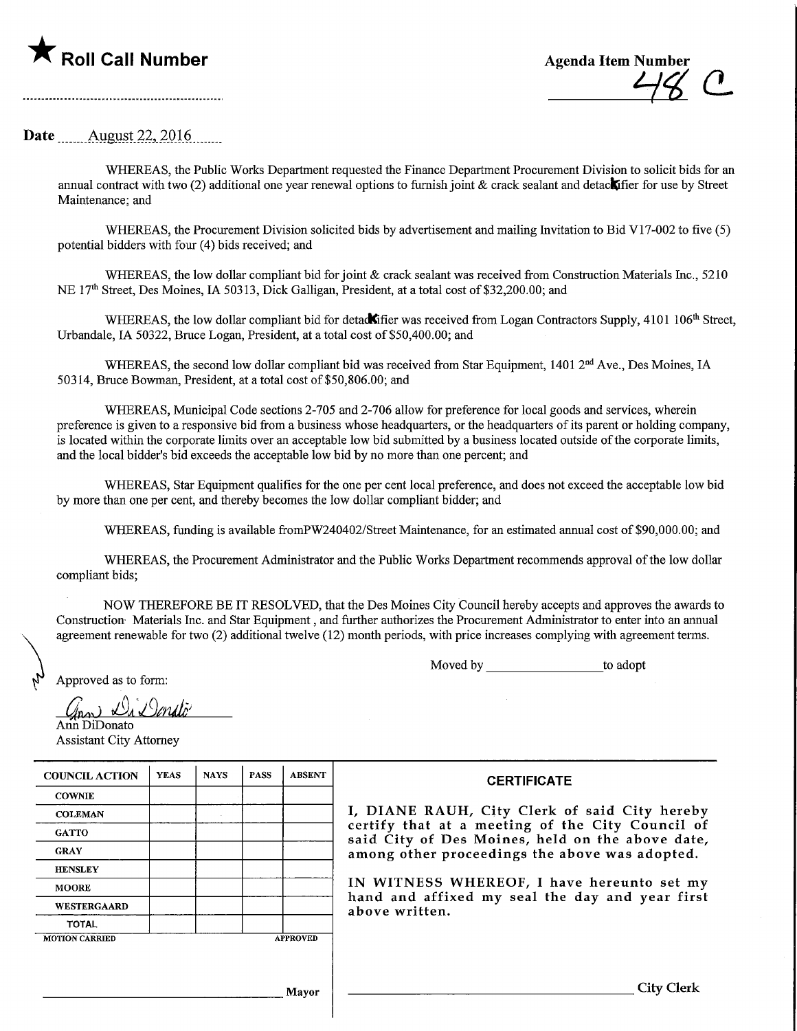★ **Roll Call Number**

**Agenda Item Number**
48 C

**Date** August 22, 2016

WHEREAS, the Public Works Department requested the Finance Department Procurement Division to solicit bids for an annual contract with two (2) additional one year renewal options to furnish joint & crack sealant and detackifier for use by Street Maintenance; and

WHEREAS, the Procurement Division solicited bids by advertisement and mailing Invitation to Bid V17-002 to five (5) potential bidders with four (4) bids received; and

WHEREAS, the low dollar compliant bid for joint & crack sealant was received from Construction Materials Inc., 5210 NE 17th Street, Des Moines, IA 50313, Dick Galligan, President, at a total cost of $32,200.00; and

WHEREAS, the low dollar compliant bid for detackifier was received from Logan Contractors Supply, 4101 106th Street, Urbandale, IA 50322, Bruce Logan, President, at a total cost of $50,400.00; and

WHEREAS, the second low dollar compliant bid was received from Star Equipment, 1401 2nd Ave., Des Moines, IA 50314, Bruce Bowman, President, at a total cost of $50,806.00; and

WHEREAS, Municipal Code sections 2-705 and 2-706 allow for preference for local goods and services, wherein preference is given to a responsive bid from a business whose headquarters, or the headquarters of its parent or holding company, is located within the corporate limits over an acceptable low bid submitted by a business located outside of the corporate limits, and the local bidder's bid exceeds the acceptable low bid by no more than one percent; and

WHEREAS, Star Equipment qualifies for the one per cent local preference, and does not exceed the acceptable low bid by more than one per cent, and thereby becomes the low dollar compliant bidder; and

WHEREAS, funding is available fromPW240402/Street Maintenance, for an estimated annual cost of $90,000.00; and

WHEREAS, the Procurement Administrator and the Public Works Department recommends approval of the low dollar compliant bids;

NOW THEREFORE BE IT RESOLVED, that the Des Moines City Council hereby accepts and approves the awards to Construction Materials Inc. and Star Equipment , and further authorizes the Procurement Administrator to enter into an annual agreement renewable for two (2) additional twelve (12) month periods, with price increases complying with agreement terms.

Moved by ________________ to adopt

Approved as to form:

Ann DiDonato
Assistant City Attorney

| COUNCIL ACTION | YEAS | NAYS | PASS | ABSENT |
|---|---|---|---|---|
| COWNIE | | | | |
| COLEMAN | | | | |
| GATTO | | | | |
| GRAY | | | | |
| HENSLEY | | | | |
| MOORE | | | | |
| WESTERGAARD | | | | |
| TOTAL | | | | |
| MOTION CARRIED | | | | APPROVED |

________________ Mayor

**CERTIFICATE**

I, DIANE RAUH, City Clerk of said City hereby certify that at a meeting of the City Council of said City of Des Moines, held on the above date, among other proceedings the above was adopted.

IN WITNESS WHEREOF, I have hereunto set my hand and affixed my seal the day and year first above written.

________________ City Clerk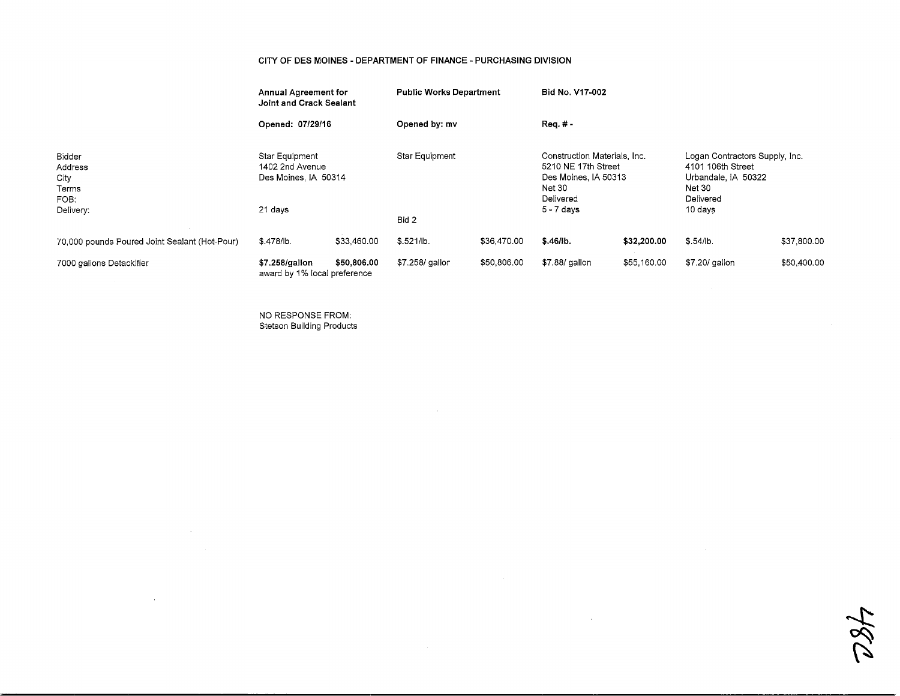CITY OF DES MOINES - DEPARTMENT OF FINANCE - PURCHASING DIVISION

| | | | | | | | | |
|---|---|---|---|---|---|---|---|---|
| | **Annual Agreement for Joint and Crack Sealant** | | **Public Works Department** | | **Bid No. V17-002** | | | |
| | **Opened: 07/29/16** | | **Opened by: mv** | | **Req. # -** | | | |
| Bidder | Star Equipment | | Star Equipment | | Construction Materials, Inc. | | Logan Contractors Supply, Inc. | |
| Address | 1402 2nd Avenue | | | | 5210 NE 17th Street | | 4101 106th Street | |
| City | Des Moines, IA 50314 | | | | Des Moines, IA 50313 | | Urbandale, IA 50322 | |
| Terms | | | | | Net 30 | | Net 30 | |
| FOB: | | | | | Delivered | | Delivered | |
| Delivery: | 21 days | | Bid 2 | | 5 - 7 days | | 10 days | |
| 70,000 pounds Poured Joint Sealant (Hot-Pour) | $.478/lb. | $33,460.00 | $.521/lb. | $36,470.00 | **$.46/lb.** | **$32,200.00** | $.54/lb. | $37,800.00 |
| 7000 gallons Detackifier | **$7.258/gallon** award by 1% local preference | **$50,806.00** | $7.258/ gallon | $50,806.00 | $7.88/ gallon | $55,160.00 | $7.20/ gallon | $50,400.00 |

NO RESPONSE FROM:
Stetson Building Products